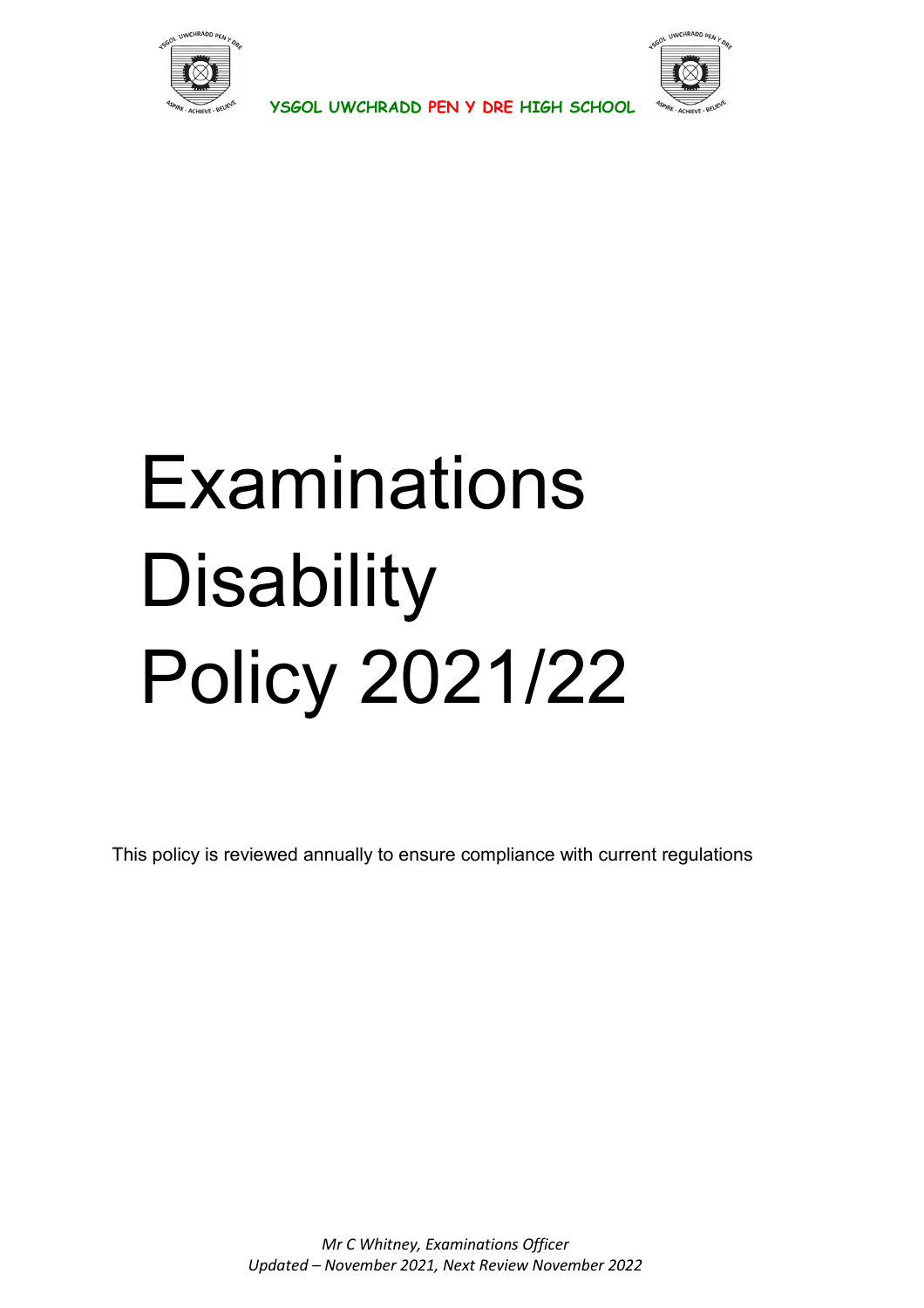YSGOL UWCHRADD PEN Y DRE HIGH SCHOOL

# Examinations Disability Policy 2021/22

This policy is reviewed annually to ensure compliance with current regulations

*Mr C Whitney, Examinations Officer*
*Updated – November 2021, Next Review November 2022*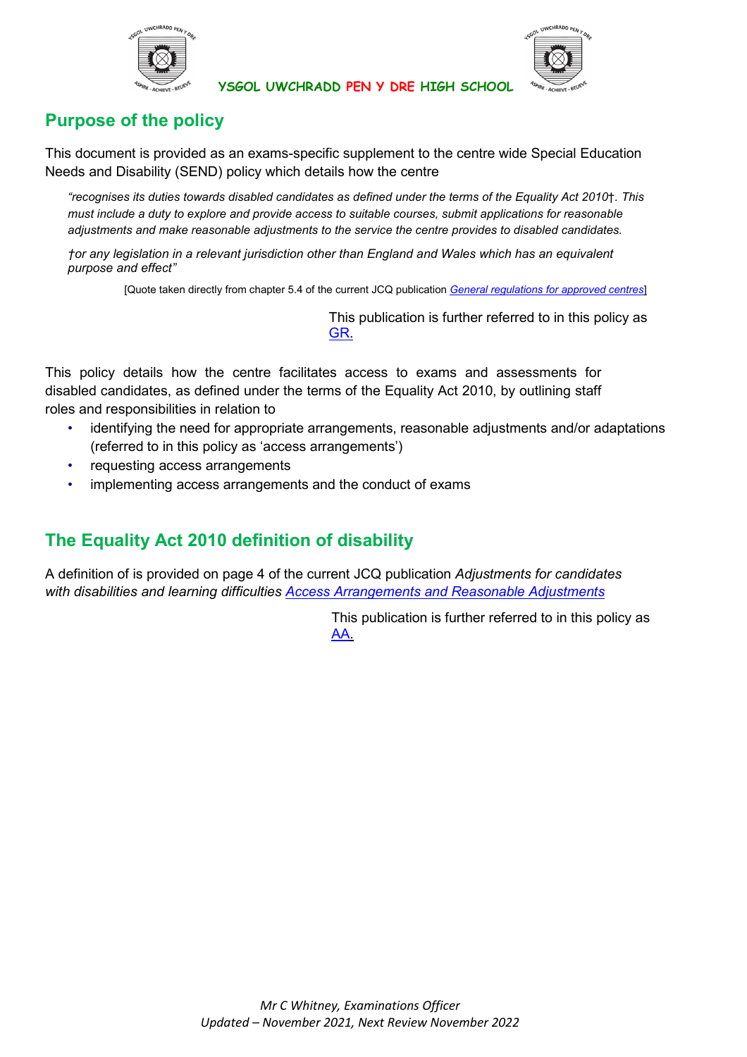## Purpose of the policy

This document is provided as an exams-specific supplement to the centre wide Special Education Needs and Disability (SEND) policy which details how the centre

> *"recognises its duties towards disabled candidates as defined under the terms of the Equality Act 2010†. This must include a duty to explore and provide access to suitable courses, submit applications for reasonable adjustments and make reasonable adjustments to the service the centre provides to disabled candidates.*
>
> *†or any legislation in a relevant jurisdiction other than England and Wales which has an equivalent purpose and effect"*

[Quote taken directly from chapter 5.4 of the current JCQ publication *General regulations for approved centres*]

This publication is further referred to in this policy as GR.

This policy details how the centre facilitates access to exams and assessments for disabled candidates, as defined under the terms of the Equality Act 2010, by outlining staff roles and responsibilities in relation to

- identifying the need for appropriate arrangements, reasonable adjustments and/or adaptations (referred to in this policy as 'access arrangements')
- requesting access arrangements
- implementing access arrangements and the conduct of exams

## The Equality Act 2010 definition of disability

A definition of is provided on page 4 of the current JCQ publication *Adjustments for candidates with disabilities and learning difficulties Access Arrangements and Reasonable Adjustments*

This publication is further referred to in this policy as AA.

*Mr C Whitney, Examinations Officer*
*Updated – November 2021, Next Review November 2022*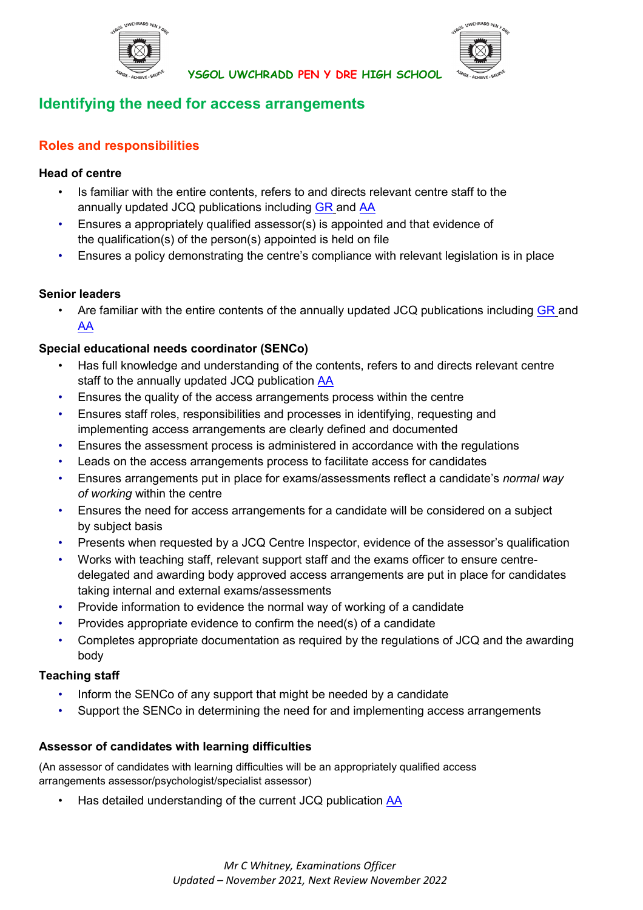## Identifying the need for access arrangements

### Roles and responsibilities

**Head of centre**

- Is familiar with the entire contents, refers to and directs relevant centre staff to the annually updated JCQ publications including GR and AA
- Ensures a appropriately qualified assessor(s) is appointed and that evidence of the qualification(s) of the person(s) appointed is held on file
- Ensures a policy demonstrating the centre's compliance with relevant legislation is in place

**Senior leaders**

- Are familiar with the entire contents of the annually updated JCQ publications including GR and AA

**Special educational needs coordinator (SENCo)**

- Has full knowledge and understanding of the contents, refers to and directs relevant centre staff to the annually updated JCQ publication AA
- Ensures the quality of the access arrangements process within the centre
- Ensures staff roles, responsibilities and processes in identifying, requesting and implementing access arrangements are clearly defined and documented
- Ensures the assessment process is administered in accordance with the regulations
- Leads on the access arrangements process to facilitate access for candidates
- Ensures arrangements put in place for exams/assessments reflect a candidate's *normal way of working* within the centre
- Ensures the need for access arrangements for a candidate will be considered on a subject by subject basis
- Presents when requested by a JCQ Centre Inspector, evidence of the assessor's qualification
- Works with teaching staff, relevant support staff and the exams officer to ensure centre-delegated and awarding body approved access arrangements are put in place for candidates taking internal and external exams/assessments
- Provide information to evidence the normal way of working of a candidate
- Provides appropriate evidence to confirm the need(s) of a candidate
- Completes appropriate documentation as required by the regulations of JCQ and the awarding body

**Teaching staff**

- Inform the SENCo of any support that might be needed by a candidate
- Support the SENCo in determining the need for and implementing access arrangements

**Assessor of candidates with learning difficulties**

(An assessor of candidates with learning difficulties will be an appropriately qualified access arrangements assessor/psychologist/specialist assessor)

- Has detailed understanding of the current JCQ publication AA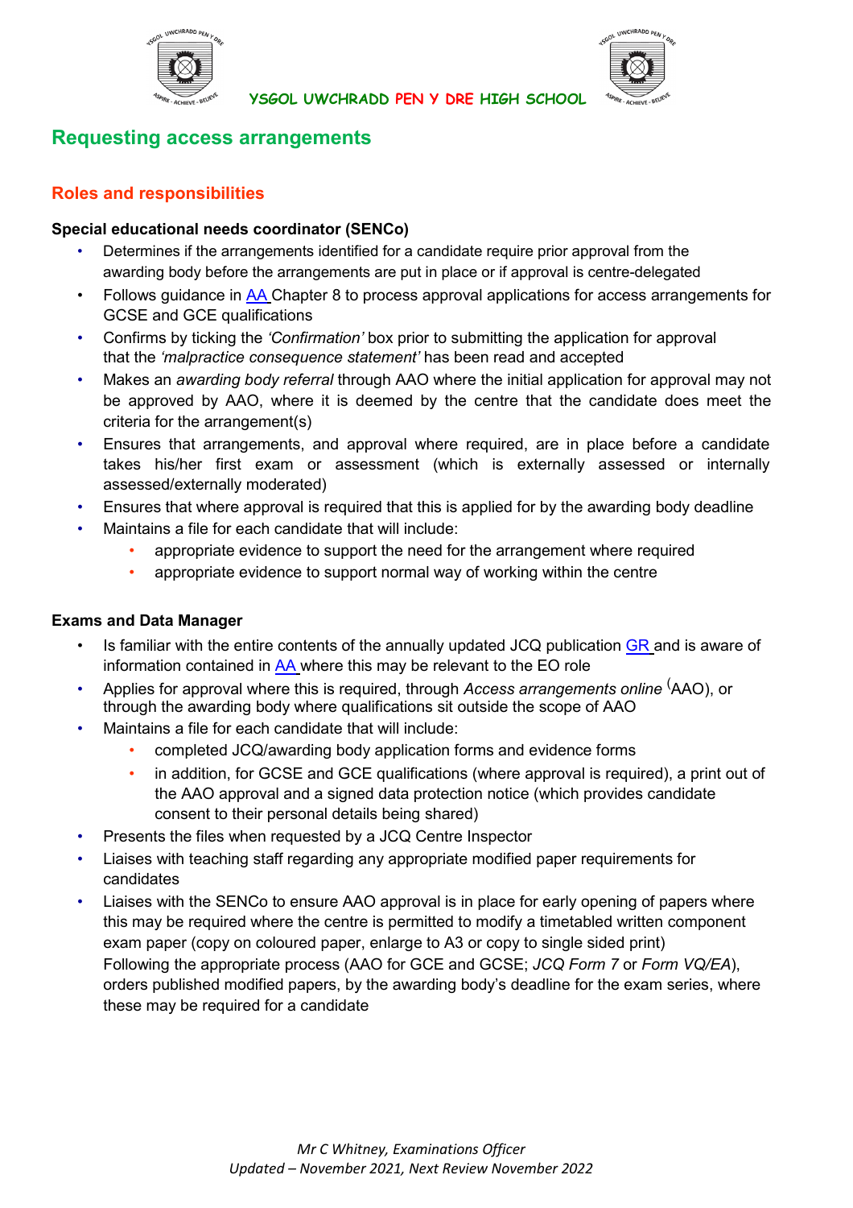## Requesting access arrangements

### Roles and responsibilities

**Special educational needs coordinator (SENCo)**

- Determines if the arrangements identified for a candidate require prior approval from the awarding body before the arrangements are put in place or if approval is centre-delegated
- Follows guidance in AA Chapter 8 to process approval applications for access arrangements for GCSE and GCE qualifications
- Confirms by ticking the *'Confirmation'* box prior to submitting the application for approval that the *'malpractice consequence statement'* has been read and accepted
- Makes an *awarding body referral* through AAO where the initial application for approval may not be approved by AAO, where it is deemed by the centre that the candidate does meet the criteria for the arrangement(s)
- Ensures that arrangements, and approval where required, are in place before a candidate takes his/her first exam or assessment (which is externally assessed or internally assessed/externally moderated)
- Ensures that where approval is required that this is applied for by the awarding body deadline
- Maintains a file for each candidate that will include:
  - appropriate evidence to support the need for the arrangement where required
  - appropriate evidence to support normal way of working within the centre

**Exams and Data Manager**

- Is familiar with the entire contents of the annually updated JCQ publication GR and is aware of information contained in AA where this may be relevant to the EO role
- Applies for approval where this is required, through *Access arrangements online* (AAO), or through the awarding body where qualifications sit outside the scope of AAO
- Maintains a file for each candidate that will include:
  - completed JCQ/awarding body application forms and evidence forms
  - in addition, for GCSE and GCE qualifications (where approval is required), a print out of the AAO approval and a signed data protection notice (which provides candidate consent to their personal details being shared)
- Presents the files when requested by a JCQ Centre Inspector
- Liaises with teaching staff regarding any appropriate modified paper requirements for candidates
- Liaises with the SENCo to ensure AAO approval is in place for early opening of papers where this may be required where the centre is permitted to modify a timetabled written component exam paper (copy on coloured paper, enlarge to A3 or copy to single sided print)
  Following the appropriate process (AAO for GCE and GCSE; *JCQ Form 7* or *Form VQ/EA*), orders published modified papers, by the awarding body's deadline for the exam series, where these may be required for a candidate

*Mr C Whitney, Examinations Officer*
*Updated – November 2021, Next Review November 2022*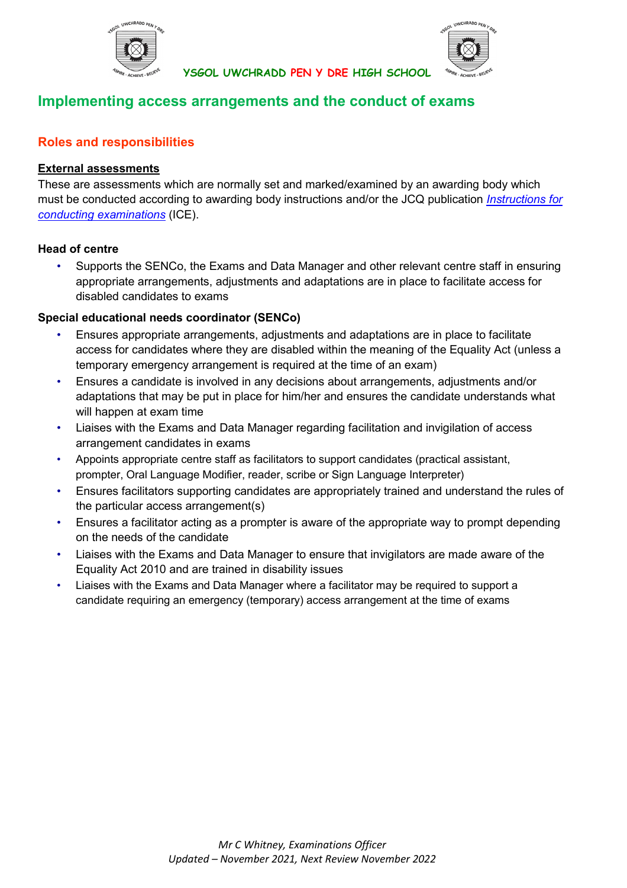## Implementing access arrangements and the conduct of exams

### Roles and responsibilities

**External assessments**

These are assessments which are normally set and marked/examined by an awarding body which must be conducted according to awarding body instructions and/or the JCQ publication *Instructions for conducting examinations* (ICE).

**Head of centre**

- Supports the SENCo, the Exams and Data Manager and other relevant centre staff in ensuring appropriate arrangements, adjustments and adaptations are in place to facilitate access for disabled candidates to exams

**Special educational needs coordinator (SENCo)**

- Ensures appropriate arrangements, adjustments and adaptations are in place to facilitate access for candidates where they are disabled within the meaning of the Equality Act (unless a temporary emergency arrangement is required at the time of an exam)
- Ensures a candidate is involved in any decisions about arrangements, adjustments and/or adaptations that may be put in place for him/her and ensures the candidate understands what will happen at exam time
- Liaises with the Exams and Data Manager regarding facilitation and invigilation of access arrangement candidates in exams
- Appoints appropriate centre staff as facilitators to support candidates (practical assistant, prompter, Oral Language Modifier, reader, scribe or Sign Language Interpreter)
- Ensures facilitators supporting candidates are appropriately trained and understand the rules of the particular access arrangement(s)
- Ensures a facilitator acting as a prompter is aware of the appropriate way to prompt depending on the needs of the candidate
- Liaises with the Exams and Data Manager to ensure that invigilators are made aware of the Equality Act 2010 and are trained in disability issues
- Liaises with the Exams and Data Manager where a facilitator may be required to support a candidate requiring an emergency (temporary) access arrangement at the time of exams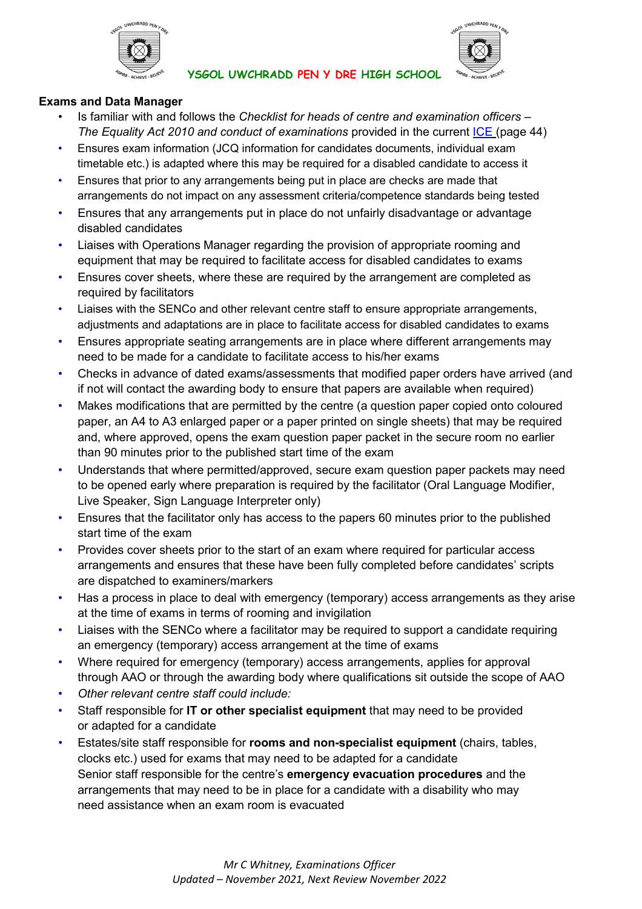**Exams and Data Manager**

- Is familiar with and follows the *Checklist for heads of centre and examination officers – The Equality Act 2010 and conduct of examinations* provided in the current [ICE](ICE) (page 44)
- Ensures exam information (JCQ information for candidates documents, individual exam timetable etc.) is adapted where this may be required for a disabled candidate to access it
- Ensures that prior to any arrangements being put in place are checks are made that arrangements do not impact on any assessment criteria/competence standards being tested
- Ensures that any arrangements put in place do not unfairly disadvantage or advantage disabled candidates
- Liaises with Operations Manager regarding the provision of appropriate rooming and equipment that may be required to facilitate access for disabled candidates to exams
- Ensures cover sheets, where these are required by the arrangement are completed as required by facilitators
- Liaises with the SENCo and other relevant centre staff to ensure appropriate arrangements, adjustments and adaptations are in place to facilitate access for disabled candidates to exams
- Ensures appropriate seating arrangements are in place where different arrangements may need to be made for a candidate to facilitate access to his/her exams
- Checks in advance of dated exams/assessments that modified paper orders have arrived (and if not will contact the awarding body to ensure that papers are available when required)
- Makes modifications that are permitted by the centre (a question paper copied onto coloured paper, an A4 to A3 enlarged paper or a paper printed on single sheets) that may be required and, where approved, opens the exam question paper packet in the secure room no earlier than 90 minutes prior to the published start time of the exam
- Understands that where permitted/approved, secure exam question paper packets may need to be opened early where preparation is required by the facilitator (Oral Language Modifier, Live Speaker, Sign Language Interpreter only)
- Ensures that the facilitator only has access to the papers 60 minutes prior to the published start time of the exam
- Provides cover sheets prior to the start of an exam where required for particular access arrangements and ensures that these have been fully completed before candidates' scripts are dispatched to examiners/markers
- Has a process in place to deal with emergency (temporary) access arrangements as they arise at the time of exams in terms of rooming and invigilation
- Liaises with the SENCo where a facilitator may be required to support a candidate requiring an emergency (temporary) access arrangement at the time of exams
- Where required for emergency (temporary) access arrangements, applies for approval through AAO or through the awarding body where qualifications sit outside the scope of AAO
- *Other relevant centre staff could include:*
- Staff responsible for **IT or other specialist equipment** that may need to be provided or adapted for a candidate
- Estates/site staff responsible for **rooms and non-specialist equipment** (chairs, tables, clocks etc.) used for exams that may need to be adapted for a candidate
  Senior staff responsible for the centre's **emergency evacuation procedures** and the arrangements that may need to be in place for a candidate with a disability who may need assistance when an exam room is evacuated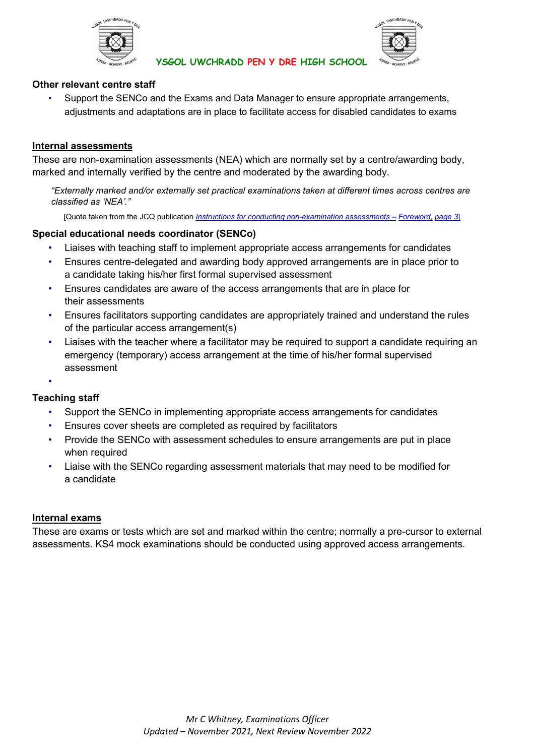**Other relevant centre staff**

- Support the SENCo and the Exams and Data Manager to ensure appropriate arrangements, adjustments and adaptations are in place to facilitate access for disabled candidates to exams

## Internal assessments

These are non-examination assessments (NEA) which are normally set by a centre/awarding body, marked and internally verified by the centre and moderated by the awarding body.

> *"Externally marked and/or externally set practical examinations taken at different times across centres are classified as 'NEA'."*

[Quote taken from the JCQ publication *Instructions for conducting non-examination assessments –* Foreword, page 3]

**Special educational needs coordinator (SENCo)**

- Liaises with teaching staff to implement appropriate access arrangements for candidates
- Ensures centre-delegated and awarding body approved arrangements are in place prior to a candidate taking his/her first formal supervised assessment
- Ensures candidates are aware of the access arrangements that are in place for their assessments
- Ensures facilitators supporting candidates are appropriately trained and understand the rules of the particular access arrangement(s)
- Liaises with the teacher where a facilitator may be required to support a candidate requiring an emergency (temporary) access arrangement at the time of his/her formal supervised assessment

**Teaching staff**

- Support the SENCo in implementing appropriate access arrangements for candidates
- Ensures cover sheets are completed as required by facilitators
- Provide the SENCo with assessment schedules to ensure arrangements are put in place when required
- Liaise with the SENCo regarding assessment materials that may need to be modified for a candidate

## Internal exams

These are exams or tests which are set and marked within the centre; normally a pre-cursor to external assessments. KS4 mock examinations should be conducted using approved access arrangements.

*Mr C Whitney, Examinations Officer*
*Updated – November 2021, Next Review November 2022*